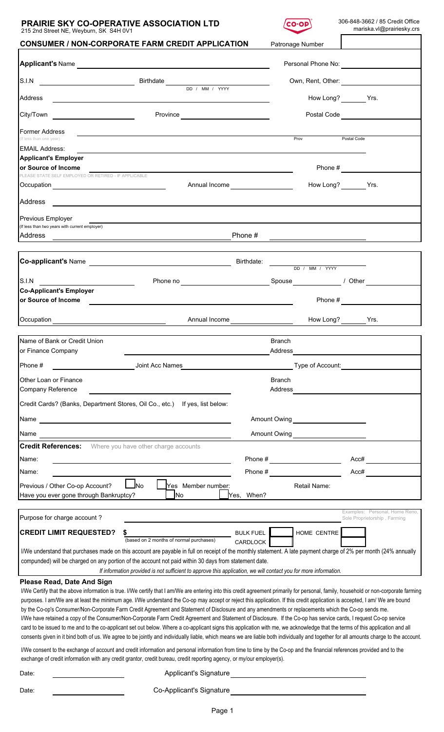# PRAIRIE SKY CO-OPERATIVE ASSOCIATION LTD

215 2nd Street NE, Weyburn, SK S4H 0V1

306-848-3662 / 85 Credit Office
mariska.vl@prairiesky.crs

## CONSUMER / NON-CORPORATE FARM CREDIT APPLICATION

Patronage Number ______

**Applicant's** Name ______ Personal Phone No: ______

S.I.N ______ Birthdate ______ (DD / MM / YYYY) Own, Rent, Other: ______

Address ______ How Long? ______ Yrs.

City/Town ______ Province ______ Postal Code ______

Former Address (If less than one year) ______ Prov ______ Postal Code ______

EMAIL Address: ______

**Applicant's Employer or Source of Income** ______ Phone # ______

PLEASE STATE SELF EMPLOYED OR RETIRED - IF APPLICABLE

Occupation ______ Annual Income ______ How Long? ______ Yrs.

Address ______

Previous Employer (If less than two years with current employer) ______

Address ______ Phone # ______

**Co-applicant's** Name ______ Birthdate: ______ (DD / MM / YYYY)

S.I.N ______ Phone no ______ Spouse ______ / Other ______

**Co-Applicant's Employer or Source of Income** ______ Phone # ______

Occupation ______ Annual Income ______ How Long? ______ Yrs.

Name of Bank or Credit Union or Finance Company ______ Branch Address ______

Phone # ______ Joint Acc Names ______ Type of Account: ______

Other Loan or Finance Company Reference ______ Branch Address ______

Credit Cards? (Banks, Department Stores, Oil Co., etc.) If yes, list below:

Name ______ Amount Owing ______

Name ______ Amount Owing ______

**Credit References:** Where you have other charge accounts

Name: ______ Phone # ______ Acc# ______

Name: ______ Phone # ______ Acc# ______

Previous / Other Co-op Account? ☐ No ☐ Yes Member number: ______ Retail Name: ______

Have you ever gone through Bankruptcy? ☐ No ☐ Yes, When? ______

Purpose for charge account ? ______ Examples: Personal, Home Reno, Sole Proprietorship , Farming

**CREDIT LIMIT REQUESTED?** $ ______ (based on 2 months of normal purchases) BULK FUEL ☐ CARDLOCK ☐ HOME CENTRE ☐

I/We understand that purchases made on this account are payable in full on receipt of the monthly statement. A late payment charge of 2% per month (24% annually compounded) will be charged on any portion of the account not paid within 30 days from statement date.

*If information provided is not sufficient to approve this application, we will contact you for more information.*

### Please Read, Date And Sign

I/We Certify that the above information is true. I/We certify that I am/We are entering into this credit agreement primarily for personal, family, household or non-corporate farming purposes. I am/We are at least the minimum age. I/We understand the Co-op may accept or reject this application. If this credit application is accepted, I am/ We are bound by the Co-op's Consumer/Non-Corporate Farm Credit Agreement and Statement of Disclosure and any amendments or replacements which the Co-op sends me. I/We have retained a copy of the Consumer/Non-Corporate Farm Credit Agreement and Statement of Disclosure. If the Co-op has service cards, I request Co-op service card to be issued to me and to the co-applicant set out below. Where a co-applicant signs this application with me, we acknowledge that the terms of this application and all consents given in it bind both of us. We agree to be jointly and individually liable, which means we are liable both individually and together for all amounts charge to the account.

I/We consent to the exchange of account and credit information and personal information from time to time by the Co-op and the financial references provided and to the exchange of credit information with any credit grantor, credit bureau, credit reporting agency, or my/our employer(s).

Date: ______ Applicant's Signature ______

Date: ______ Co-Applicant's Signature ______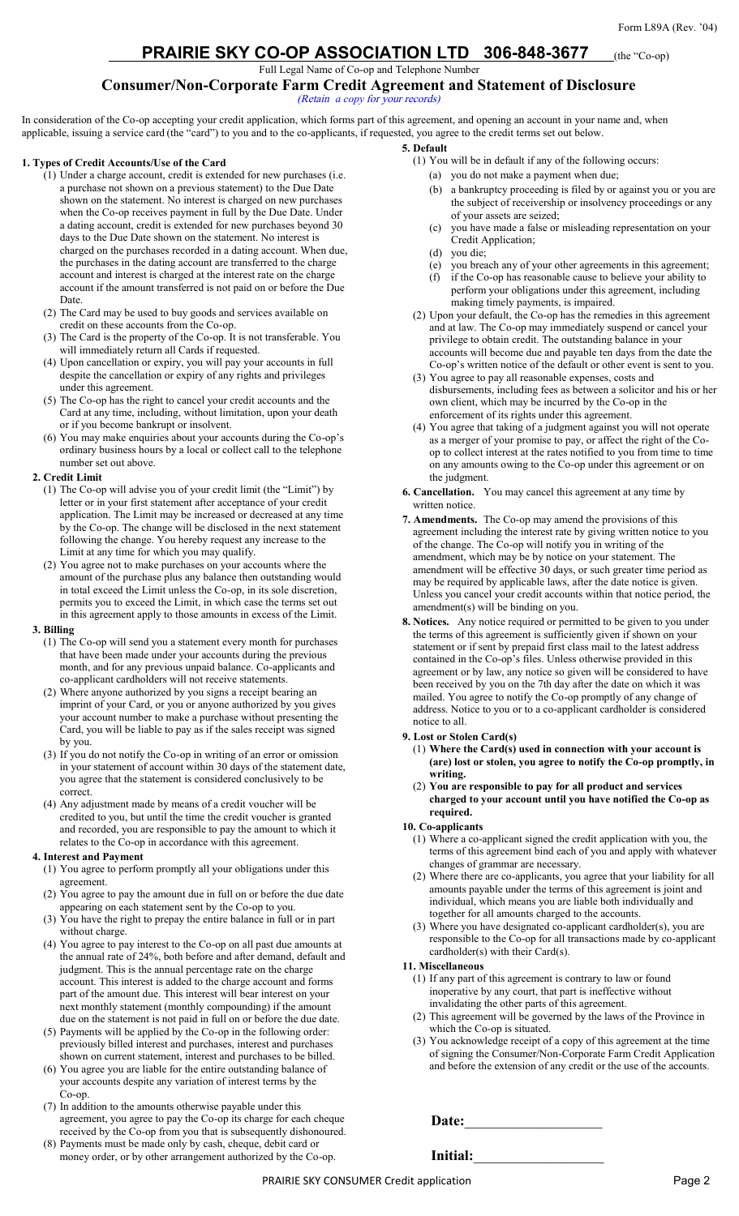Form L89A (Rev. '04)

# PRAIRIE SKY CO-OP ASSOCIATION LTD 306-848-3677 (the "Co-op)

Full Legal Name of Co-op and Telephone Number

## Consumer/Non-Corporate Farm Credit Agreement and Statement of Disclosure

*(Retain a copy for your records)*

In consideration of the Co-op accepting your credit application, which forms part of this agreement, and opening an account in your name and, when applicable, issuing a service card (the "card") to you and to the co-applicants, if requested, you agree to the credit terms set out below.

### 1. Types of Credit Accounts/Use of the Card

(1) Under a charge account, credit is extended for new purchases (i.e. a purchase not shown on a previous statement) to the Due Date shown on the statement. No interest is charged on new purchases when the Co-op receives payment in full by the Due Date. Under a dating account, credit is extended for new purchases beyond 30 days to the Due Date shown on the statement. No interest is charged on the purchases recorded in a dating account. When due, the purchases in the dating account are transferred to the charge account and interest is charged at the interest rate on the charge account if the amount transferred is not paid on or before the Due Date.

(2) The Card may be used to buy goods and services available on credit on these accounts from the Co-op.

(3) The Card is the property of the Co-op. It is not transferable. You will immediately return all Cards if requested.

(4) Upon cancellation or expiry, you will pay your accounts in full despite the cancellation or expiry of any rights and privileges under this agreement.

(5) The Co-op has the right to cancel your credit accounts and the Card at any time, including, without limitation, upon your death or if you become bankrupt or insolvent.

(6) You may make enquiries about your accounts during the Co-op's ordinary business hours by a local or collect call to the telephone number set out above.

### 2. Credit Limit

(1) The Co-op will advise you of your credit limit (the "Limit") by letter or in your first statement after acceptance of your credit application. The Limit may be increased or decreased at any time by the Co-op. The change will be disclosed in the next statement following the change. You hereby request any increase to the Limit at any time for which you may qualify.

(2) You agree not to make purchases on your accounts where the amount of the purchase plus any balance then outstanding would in total exceed the Limit unless the Co-op, in its sole discretion, permits you to exceed the Limit, in which case the terms set out in this agreement apply to those amounts in excess of the Limit.

### 3. Billing

(1) The Co-op will send you a statement every month for purchases that have been made under your accounts during the previous month, and for any previous unpaid balance. Co-applicants and co-applicant cardholders will not receive statements.

(2) Where anyone authorized by you signs a receipt bearing an imprint of your Card, or you or anyone authorized by you gives your account number to make a purchase without presenting the Card, you will be liable to pay as if the sales receipt was signed by you.

(3) If you do not notify the Co-op in writing of an error or omission in your statement of account within 30 days of the statement date, you agree that the statement is considered conclusively to be correct.

(4) Any adjustment made by means of a credit voucher will be credited to you, but until the time the credit voucher is granted and recorded, you are responsible to pay the amount to which it relates to the Co-op in accordance with this agreement.

### 4. Interest and Payment

(1) You agree to perform promptly all your obligations under this agreement.

(2) You agree to pay the amount due in full on or before the due date appearing on each statement sent by the Co-op to you.

(3) You have the right to prepay the entire balance in full or in part without charge.

(4) You agree to pay interest to the Co-op on all past due amounts at the annual rate of 24%, both before and after demand, default and judgment. This is the annual percentage rate on the charge account. This interest is added to the charge account and forms part of the amount due. This interest will bear interest on your next monthly statement (monthly compounding) if the amount due on the statement is not paid in full on or before the due date.

(5) Payments will be applied by the Co-op in the following order: previously billed interest and purchases, interest and purchases shown on current statement, interest and purchases to be billed.

(6) You agree you are liable for the entire outstanding balance of your accounts despite any variation of interest terms by the Co-op.

(7) In addition to the amounts otherwise payable under this agreement, you agree to pay the Co-op its charge for each cheque received by the Co-op from you that is subsequently dishonoured.

(8) Payments must be made only by cash, cheque, debit card or money order, or by other arrangement authorized by the Co-op.

### 5. Default

(1) You will be in default if any of the following occurs:

- (a) you do not make a payment when due;
- (b) a bankruptcy proceeding is filed by or against you or you are the subject of receivership or insolvency proceedings or any of your assets are seized;
- (c) you have made a false or misleading representation on your Credit Application;
- (d) you die;
- (e) you breach any of your other agreements in this agreement;
- (f) if the Co-op has reasonable cause to believe your ability to perform your obligations under this agreement, including making timely payments, is impaired.

(2) Upon your default, the Co-op has the remedies in this agreement and at law. The Co-op may immediately suspend or cancel your privilege to obtain credit. The outstanding balance in your accounts will become due and payable ten days from the date the Co-op's written notice of the default or other event is sent to you.

(3) You agree to pay all reasonable expenses, costs and disbursements, including fees as between a solicitor and his or her own client, which may be incurred by the Co-op in the enforcement of its rights under this agreement.

(4) You agree that taking of a judgment against you will not operate as a merger of your promise to pay, or affect the right of the Co-op to collect interest at the rates notified to you from time to time on any amounts owing to the Co-op under this agreement or on the judgment.

**6. Cancellation.** You may cancel this agreement at any time by written notice.

**7. Amendments.** The Co-op may amend the provisions of this agreement including the interest rate by giving written notice to you of the change. The Co-op will notify you in writing of the amendment, which may be by notice on your statement. The amendment will be effective 30 days, or such greater time period as may be required by applicable laws, after the date notice is given. Unless you cancel your credit accounts within that notice period, the amendment(s) will be binding on you.

**8. Notices.** Any notice required or permitted to be given to you under the terms of this agreement is sufficiently given if shown on your statement or if sent by prepaid first class mail to the latest address contained in the Co-op's files. Unless otherwise provided in this agreement or by law, any notice so given will be considered to have been received by you on the 7th day after the date on which it was mailed. You agree to notify the Co-op promptly of any change of address. Notice to you or to a co-applicant cardholder is considered notice to all.

### 9. Lost or Stolen Card(s)

(1) **Where the Card(s) used in connection with your account is (are) lost or stolen, you agree to notify the Co-op promptly, in writing.**

(2) **You are responsible to pay for all product and services charged to your account until you have notified the Co-op as required.**

### 10. Co-applicants

(1) Where a co-applicant signed the credit application with you, the terms of this agreement bind each of you and apply with whatever changes of grammar are necessary.

(2) Where there are co-applicants, you agree that your liability for all amounts payable under the terms of this agreement is joint and individual, which means you are liable both individually and together for all amounts charged to the accounts.

(3) Where you have designated co-applicant cardholder(s), you are responsible to the Co-op for all transactions made by co-applicant cardholder(s) with their Card(s).

### 11. Miscellaneous

(1) If any part of this agreement is contrary to law or found inoperative by any court, that part is ineffective without invalidating the other parts of this agreement.

(2) This agreement will be governed by the laws of the Province in which the Co-op is situated.

(3) You acknowledge receipt of a copy of this agreement at the time of signing the Consumer/Non-Corporate Farm Credit Application and before the extension of any credit or the use of the accounts.

**Date:**\_\_\_\_\_\_\_\_\_\_\_\_\_\_\_\_\_\_\_\_

**Initial:**\_\_\_\_\_\_\_\_\_\_\_\_\_\_\_\_\_\_\_\_